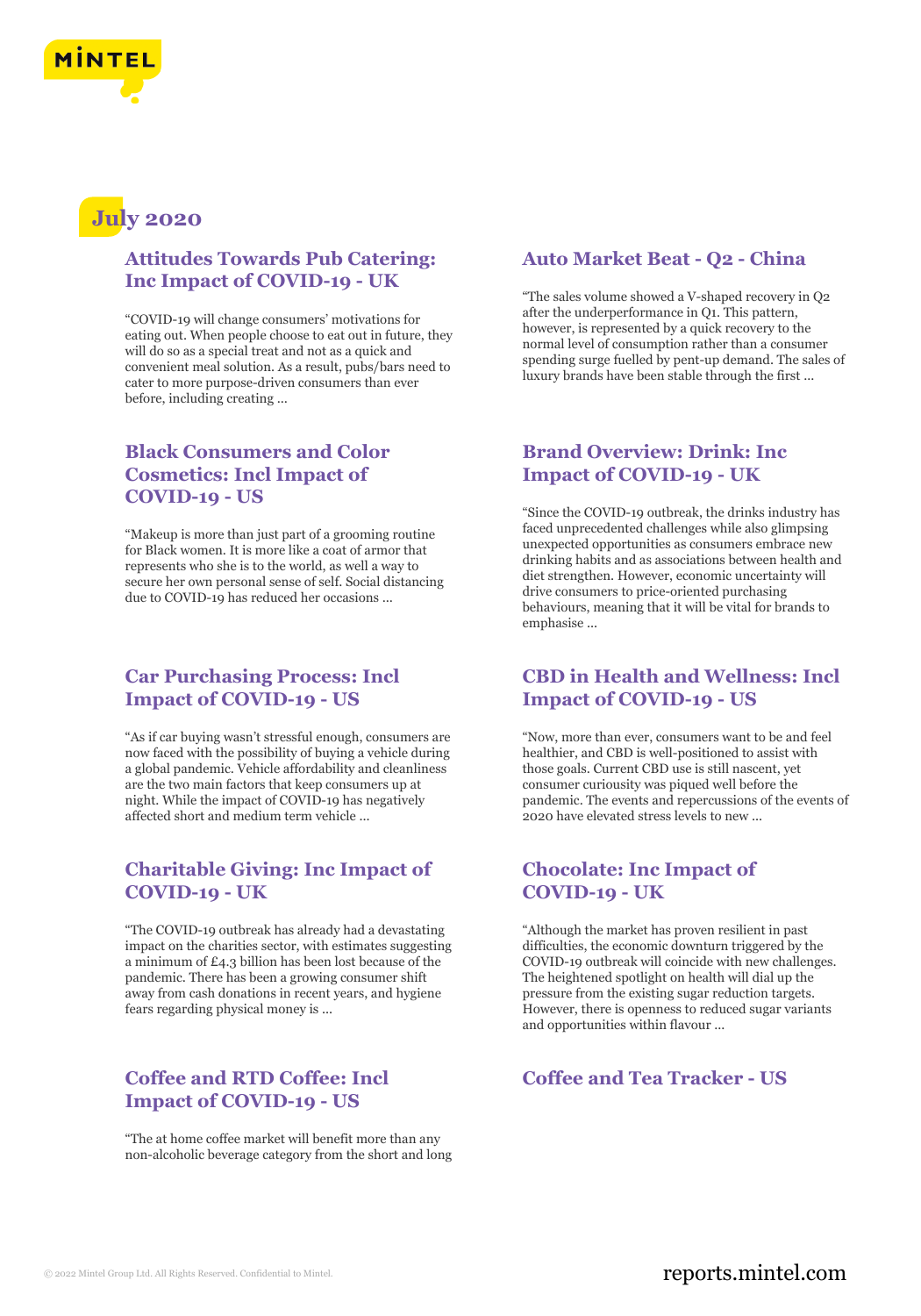# July 2020

## Attitudes Towards Pub Catering: Inc Impact of COVID-19 - UK

"COVID-19 will change consumers' motivations for eating out. When people choose to eat out in future, they will do so as a special treat and not as a quick and convenient meal solution. As a result, pubs/bars need to cater to more purpose-driven consumers than ever before, including creating ...

## Auto Market Beat - Q2 - China

"The sales volume showed a V-shaped recovery in Q2 after the underperformance in Q1. This pattern, however, is represented by a quick recovery to the normal level of consumption rather than a consumer spending surge fuelled by pent-up demand. The sales of luxury brands have been stable through the first ...

## Black Consumers and Color Cosmetics: Incl Impact of COVID-19 - US

"Makeup is more than just part of a grooming routine for Black women. It is more like a coat of armor that represents who she is to the world, as well a way to secure her own personal sense of self. Social distancing due to COVID-19 has reduced her occasions ...

## Brand Overview: Drink: Inc Impact of COVID-19 - UK

"Since the COVID-19 outbreak, the drinks industry has faced unprecedented challenges while also glimpsing unexpected opportunities as consumers embrace new drinking habits and as associations between health and diet strengthen. However, economic uncertainty will drive consumers to price-oriented purchasing behaviours, meaning that it will be vital for brands to emphasise ...

## Car Purchasing Process: Incl Impact of COVID-19 - US

"As if car buying wasn't stressful enough, consumers are now faced with the possibility of buying a vehicle during a global pandemic. Vehicle affordability and cleanliness are the two main factors that keep consumers up at night. While the impact of COVID-19 has negatively affected short and medium term vehicle ...

## CBD in Health and Wellness: Incl Impact of COVID-19 - US

"Now, more than ever, consumers want to be and feel healthier, and CBD is well-positioned to assist with those goals. Current CBD use is still nascent, yet consumer curiousity was piqued well before the pandemic. The events and repercussions of the events of 2020 have elevated stress levels to new ...

## Charitable Giving: Inc Impact of COVID-19 - UK

"The COVID-19 outbreak has already had a devastating impact on the charities sector, with estimates suggesting a minimum of £4.3 billion has been lost because of the pandemic. There has been a growing consumer shift away from cash donations in recent years, and hygiene fears regarding physical money is ...

## Chocolate: Inc Impact of COVID-19 - UK

"Although the market has proven resilient in past difficulties, the economic downturn triggered by the COVID-19 outbreak will coincide with new challenges. The heightened spotlight on health will dial up the pressure from the existing sugar reduction targets. However, there is openness to reduced sugar variants and opportunities within flavour ...

## Coffee and RTD Coffee: Incl Impact of COVID-19 - US

"The at home coffee market will benefit more than any non-alcoholic beverage category from the short and long

## Coffee and Tea Tracker - US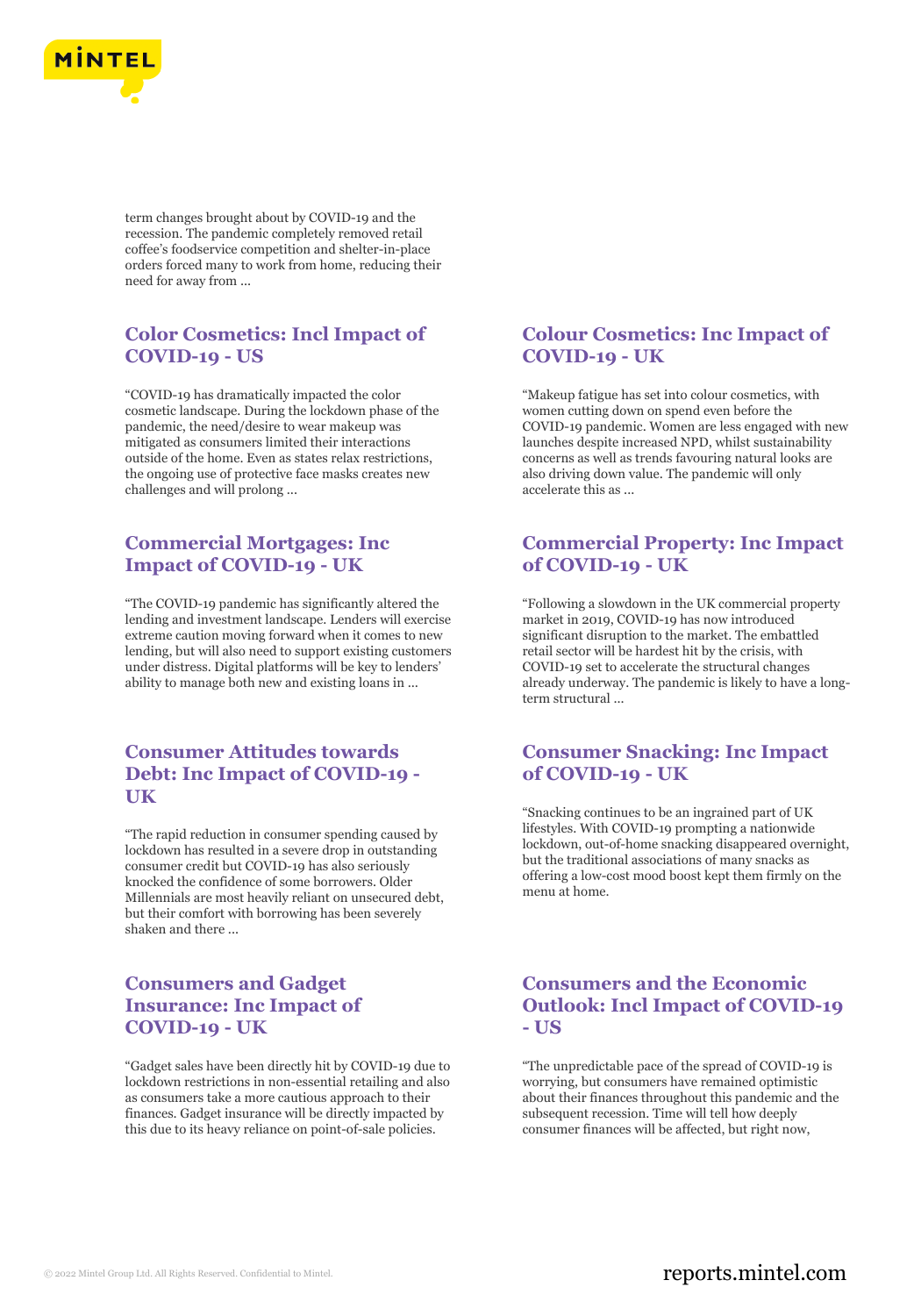term changes brought about by COVID-19 and the recession. The pandemic completely removed retail coffee's foodservice competition and shelter-in-place orders forced many to work from home, reducing their need for away from ...

## Color Cosmetics: Incl Impact of COVID-19 - US

"COVID-19 has dramatically impacted the color cosmetic landscape. During the lockdown phase of the pandemic, the need/desire to wear makeup was mitigated as consumers limited their interactions outside of the home. Even as states relax restrictions, the ongoing use of protective face masks creates new challenges and will prolong ...

## Colour Cosmetics: Inc Impact of COVID-19 - UK

"Makeup fatigue has set into colour cosmetics, with women cutting down on spend even before the COVID-19 pandemic. Women are less engaged with new launches despite increased NPD, whilst sustainability concerns as well as trends favouring natural looks are also driving down value. The pandemic will only accelerate this as ...

## Commercial Mortgages: Inc Impact of COVID-19 - UK

"The COVID-19 pandemic has significantly altered the lending and investment landscape. Lenders will exercise extreme caution moving forward when it comes to new lending, but will also need to support existing customers under distress. Digital platforms will be key to lenders' ability to manage both new and existing loans in ...

## Commercial Property: Inc Impact of COVID-19 - UK

"Following a slowdown in the UK commercial property market in 2019, COVID-19 has now introduced significant disruption to the market. The embattled retail sector will be hardest hit by the crisis, with COVID-19 set to accelerate the structural changes already underway. The pandemic is likely to have a long-term structural ...

## Consumer Attitudes towards Debt: Inc Impact of COVID-19 - UK

"The rapid reduction in consumer spending caused by lockdown has resulted in a severe drop in outstanding consumer credit but COVID-19 has also seriously knocked the confidence of some borrowers. Older Millennials are most heavily reliant on unsecured debt, but their comfort with borrowing has been severely shaken and there ...

## Consumer Snacking: Inc Impact of COVID-19 - UK

"Snacking continues to be an ingrained part of UK lifestyles. With COVID-19 prompting a nationwide lockdown, out-of-home snacking disappeared overnight, but the traditional associations of many snacks as offering a low-cost mood boost kept them firmly on the menu at home.

## Consumers and Gadget Insurance: Inc Impact of COVID-19 - UK

"Gadget sales have been directly hit by COVID-19 due to lockdown restrictions in non-essential retailing and also as consumers take a more cautious approach to their finances. Gadget insurance will be directly impacted by this due to its heavy reliance on point-of-sale policies.

## Consumers and the Economic Outlook: Incl Impact of COVID-19 - US

"The unpredictable pace of the spread of COVID-19 is worrying, but consumers have remained optimistic about their finances throughout this pandemic and the subsequent recession. Time will tell how deeply consumer finances will be affected, but right now,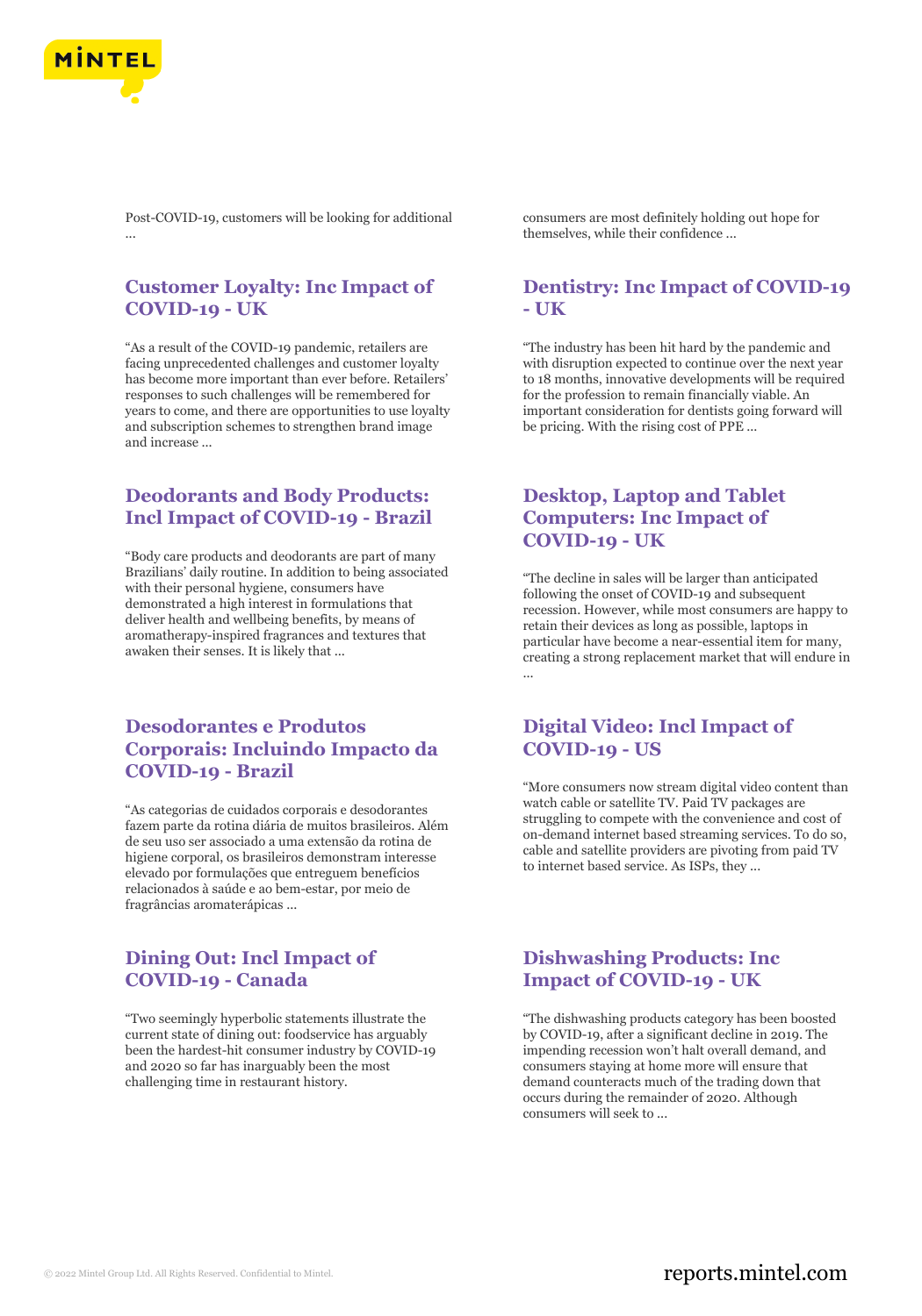Post-COVID-19, customers will be looking for additional ...

consumers are most definitely holding out hope for themselves, while their confidence ...

## Customer Loyalty: Inc Impact of COVID-19 - UK

"As a result of the COVID-19 pandemic, retailers are facing unprecedented challenges and customer loyalty has become more important than ever before. Retailers' responses to such challenges will be remembered for years to come, and there are opportunities to use loyalty and subscription schemes to strengthen brand image and increase ...

## Dentistry: Inc Impact of COVID-19 - UK

"The industry has been hit hard by the pandemic and with disruption expected to continue over the next year to 18 months, innovative developments will be required for the profession to remain financially viable. An important consideration for dentists going forward will be pricing. With the rising cost of PPE ...

## Deodorants and Body Products: Incl Impact of COVID-19 - Brazil

"Body care products and deodorants are part of many Brazilians' daily routine. In addition to being associated with their personal hygiene, consumers have demonstrated a high interest in formulations that deliver health and wellbeing benefits, by means of aromatherapy-inspired fragrances and textures that awaken their senses. It is likely that ...

## Desktop, Laptop and Tablet Computers: Inc Impact of COVID-19 - UK

"The decline in sales will be larger than anticipated following the onset of COVID-19 and subsequent recession. However, while most consumers are happy to retain their devices as long as possible, laptops in particular have become a near-essential item for many, creating a strong replacement market that will endure in ...

## Desodorantes e Produtos Corporais: Incluindo Impacto da COVID-19 - Brazil

"As categorias de cuidados corporais e desodorantes fazem parte da rotina diária de muitos brasileiros. Além de seu uso ser associado a uma extensão da rotina de higiene corporal, os brasileiros demonstram interesse elevado por formulações que entreguem benefícios relacionados à saúde e ao bem-estar, por meio de fragrâncias aromaterápicas ...

## Digital Video: Incl Impact of COVID-19 - US

"More consumers now stream digital video content than watch cable or satellite TV. Paid TV packages are struggling to compete with the convenience and cost of on-demand internet based streaming services. To do so, cable and satellite providers are pivoting from paid TV to internet based service. As ISPs, they ...

## Dining Out: Incl Impact of COVID-19 - Canada

"Two seemingly hyperbolic statements illustrate the current state of dining out: foodservice has arguably been the hardest-hit consumer industry by COVID-19 and 2020 so far has inarguably been the most challenging time in restaurant history.

## Dishwashing Products: Inc Impact of COVID-19 - UK

"The dishwashing products category has been boosted by COVID-19, after a significant decline in 2019. The impending recession won't halt overall demand, and consumers staying at home more will ensure that demand counteracts much of the trading down that occurs during the remainder of 2020. Although consumers will seek to ...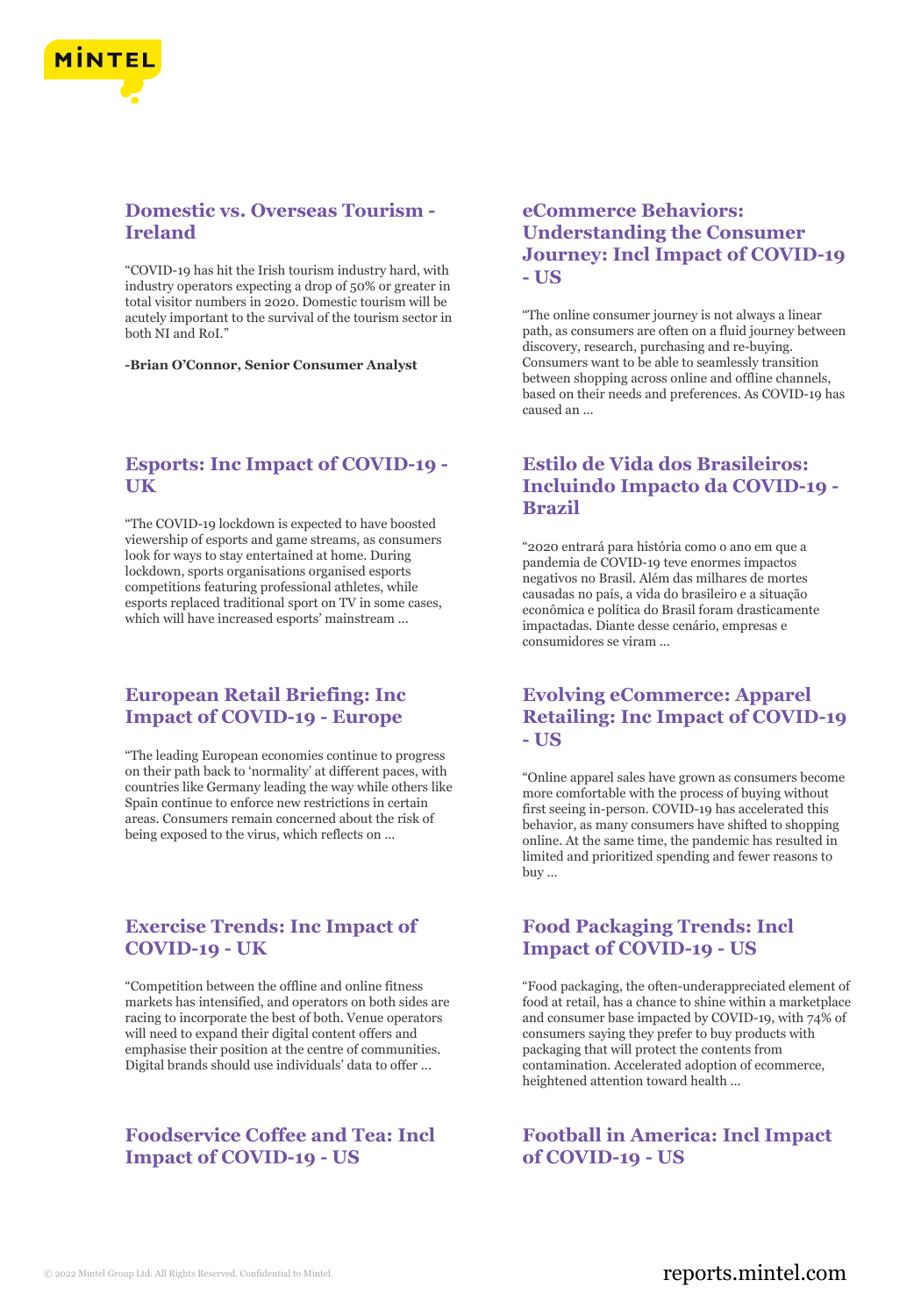## Domestic vs. Overseas Tourism - Ireland

"COVID-19 has hit the Irish tourism industry hard, with industry operators expecting a drop of 50% or greater in total visitor numbers in 2020. Domestic tourism will be acutely important to the survival of the tourism sector in both NI and RoI."

**-Brian O'Connor, Senior Consumer Analyst**

## eCommerce Behaviors: Understanding the Consumer Journey: Incl Impact of COVID-19 - US

"The online consumer journey is not always a linear path, as consumers are often on a fluid journey between discovery, research, purchasing and re-buying. Consumers want to be able to seamlessly transition between shopping across online and offline channels, based on their needs and preferences. As COVID-19 has caused an ...

## Esports: Inc Impact of COVID-19 - UK

"The COVID-19 lockdown is expected to have boosted viewership of esports and game streams, as consumers look for ways to stay entertained at home. During lockdown, sports organisations organised esports competitions featuring professional athletes, while esports replaced traditional sport on TV in some cases, which will have increased esports' mainstream ...

## Estilo de Vida dos Brasileiros: Incluindo Impacto da COVID-19 - Brazil

"2020 entrará para história como o ano em que a pandemia de COVID-19 teve enormes impactos negativos no Brasil. Além das milhares de mortes causadas no país, a vida do brasileiro e a situação econômica e política do Brasil foram drasticamente impactadas. Diante desse cenário, empresas e consumidores se viram ...

## European Retail Briefing: Inc Impact of COVID-19 - Europe

"The leading European economies continue to progress on their path back to 'normality' at different paces, with countries like Germany leading the way while others like Spain continue to enforce new restrictions in certain areas. Consumers remain concerned about the risk of being exposed to the virus, which reflects on ...

## Evolving eCommerce: Apparel Retailing: Inc Impact of COVID-19 - US

"Online apparel sales have grown as consumers become more comfortable with the process of buying without first seeing in-person. COVID-19 has accelerated this behavior, as many consumers have shifted to shopping online. At the same time, the pandemic has resulted in limited and prioritized spending and fewer reasons to buy ...

## Exercise Trends: Inc Impact of COVID-19 - UK

"Competition between the offline and online fitness markets has intensified, and operators on both sides are racing to incorporate the best of both. Venue operators will need to expand their digital content offers and emphasise their position at the centre of communities. Digital brands should use individuals' data to offer ...

## Food Packaging Trends: Incl Impact of COVID-19 - US

"Food packaging, the often-underappreciated element of food at retail, has a chance to shine within a marketplace and consumer base impacted by COVID-19, with 74% of consumers saying they prefer to buy products with packaging that will protect the contents from contamination. Accelerated adoption of ecommerce, heightened attention toward health ...

## Foodservice Coffee and Tea: Incl Impact of COVID-19 - US

## Football in America: Incl Impact of COVID-19 - US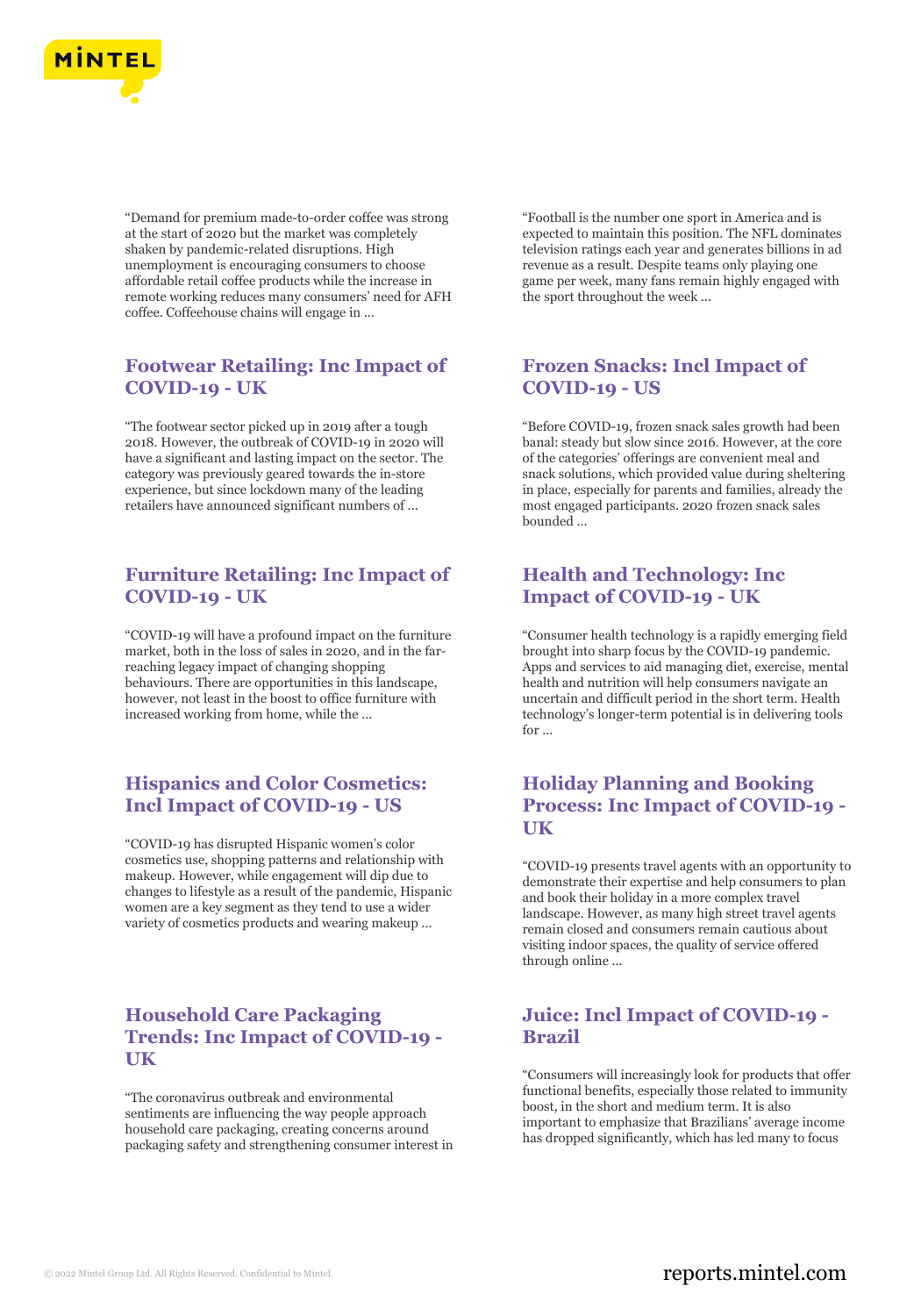"Demand for premium made-to-order coffee was strong at the start of 2020 but the market was completely shaken by pandemic-related disruptions. High unemployment is encouraging consumers to choose affordable retail coffee products while the increase in remote working reduces many consumers' need for AFH coffee. Coffeehouse chains will engage in ...

## Footwear Retailing: Inc Impact of COVID-19 - UK

"The footwear sector picked up in 2019 after a tough 2018. However, the outbreak of COVID-19 in 2020 will have a significant and lasting impact on the sector. The category was previously geared towards the in-store experience, but since lockdown many of the leading retailers have announced significant numbers of ...

## Furniture Retailing: Inc Impact of COVID-19 - UK

"COVID-19 will have a profound impact on the furniture market, both in the loss of sales in 2020, and in the far-reaching legacy impact of changing shopping behaviours. There are opportunities in this landscape, however, not least in the boost to office furniture with increased working from home, while the ...

## Hispanics and Color Cosmetics: Incl Impact of COVID-19 - US

"COVID-19 has disrupted Hispanic women's color cosmetics use, shopping patterns and relationship with makeup. However, while engagement will dip due to changes to lifestyle as a result of the pandemic, Hispanic women are a key segment as they tend to use a wider variety of cosmetics products and wearing makeup ...

## Household Care Packaging Trends: Inc Impact of COVID-19 - UK

"The coronavirus outbreak and environmental sentiments are influencing the way people approach household care packaging, creating concerns around packaging safety and strengthening consumer interest in

"Football is the number one sport in America and is expected to maintain this position. The NFL dominates television ratings each year and generates billions in ad revenue as a result. Despite teams only playing one game per week, many fans remain highly engaged with the sport throughout the week ...

## Frozen Snacks: Incl Impact of COVID-19 - US

"Before COVID-19, frozen snack sales growth had been banal: steady but slow since 2016. However, at the core of the categories' offerings are convenient meal and snack solutions, which provided value during sheltering in place, especially for parents and families, already the most engaged participants. 2020 frozen snack sales bounded ...

## Health and Technology: Inc Impact of COVID-19 - UK

"Consumer health technology is a rapidly emerging field brought into sharp focus by the COVID-19 pandemic. Apps and services to aid managing diet, exercise, mental health and nutrition will help consumers navigate an uncertain and difficult period in the short term. Health technology's longer-term potential is in delivering tools for ...

## Holiday Planning and Booking Process: Inc Impact of COVID-19 - UK

"COVID-19 presents travel agents with an opportunity to demonstrate their expertise and help consumers to plan and book their holiday in a more complex travel landscape. However, as many high street travel agents remain closed and consumers remain cautious about visiting indoor spaces, the quality of service offered through online ...

## Juice: Incl Impact of COVID-19 - Brazil

"Consumers will increasingly look for products that offer functional benefits, especially those related to immunity boost, in the short and medium term. It is also important to emphasize that Brazilians' average income has dropped significantly, which has led many to focus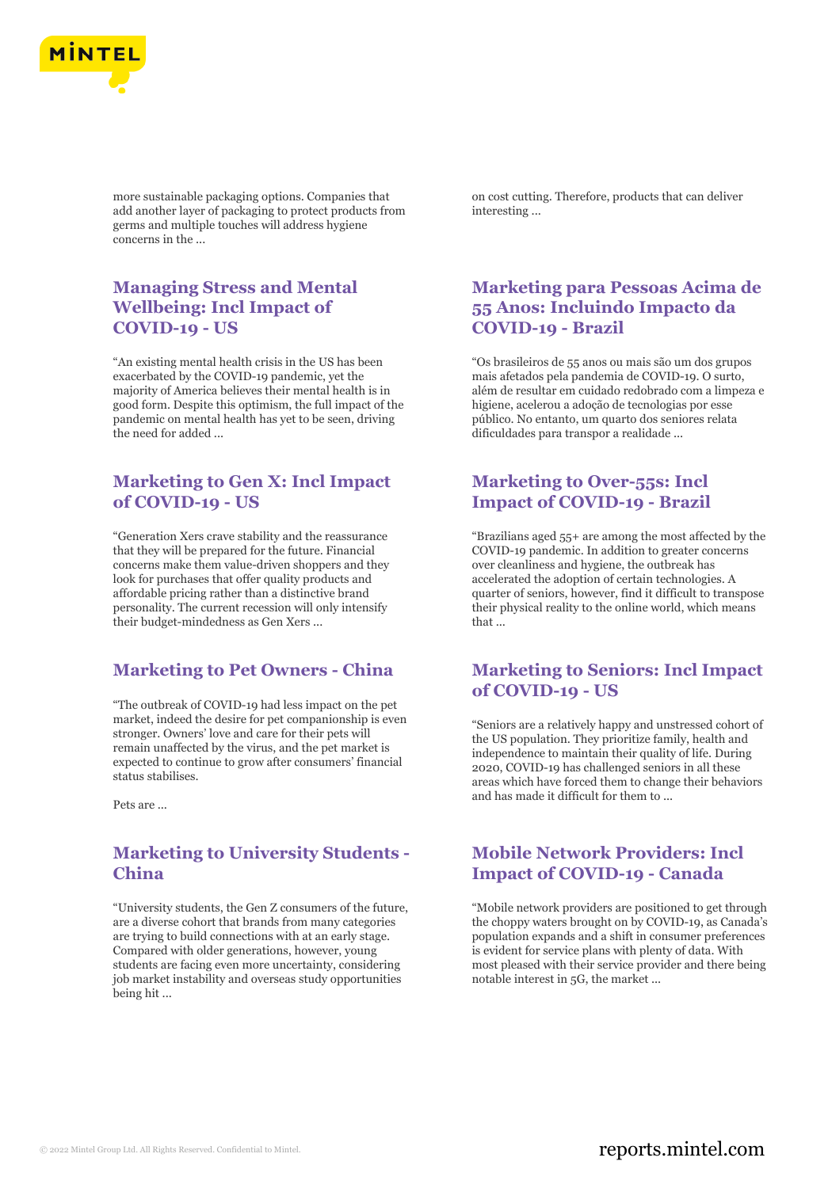more sustainable packaging options. Companies that add another layer of packaging to protect products from germs and multiple touches will address hygiene concerns in the ...

on cost cutting. Therefore, products that can deliver interesting ...

## Managing Stress and Mental Wellbeing: Incl Impact of COVID-19 - US

"An existing mental health crisis in the US has been exacerbated by the COVID-19 pandemic, yet the majority of America believes their mental health is in good form. Despite this optimism, the full impact of the pandemic on mental health has yet to be seen, driving the need for added ...

## Marketing to Gen X: Incl Impact of COVID-19 - US

"Generation Xers crave stability and the reassurance that they will be prepared for the future. Financial concerns make them value-driven shoppers and they look for purchases that offer quality products and affordable pricing rather than a distinctive brand personality. The current recession will only intensify their budget-mindedness as Gen Xers ...

## Marketing to Pet Owners - China

"The outbreak of COVID-19 had less impact on the pet market, indeed the desire for pet companionship is even stronger. Owners' love and care for their pets will remain unaffected by the virus, and the pet market is expected to continue to grow after consumers' financial status stabilises.

Pets are ...

## Marketing to University Students - China

"University students, the Gen Z consumers of the future, are a diverse cohort that brands from many categories are trying to build connections with at an early stage. Compared with older generations, however, young students are facing even more uncertainty, considering job market instability and overseas study opportunities being hit ...

## Marketing para Pessoas Acima de 55 Anos: Incluindo Impacto da COVID-19 - Brazil

"Os brasileiros de 55 anos ou mais são um dos grupos mais afetados pela pandemia de COVID-19. O surto, além de resultar em cuidado redobrado com a limpeza e higiene, acelerou a adoção de tecnologias por esse público. No entanto, um quarto dos seniores relata dificuldades para transpor a realidade ...

## Marketing to Over-55s: Incl Impact of COVID-19 - Brazil

"Brazilians aged 55+ are among the most affected by the COVID-19 pandemic. In addition to greater concerns over cleanliness and hygiene, the outbreak has accelerated the adoption of certain technologies. A quarter of seniors, however, find it difficult to transpose their physical reality to the online world, which means that ...

## Marketing to Seniors: Incl Impact of COVID-19 - US

"Seniors are a relatively happy and unstressed cohort of the US population. They prioritize family, health and independence to maintain their quality of life. During 2020, COVID-19 has challenged seniors in all these areas which have forced them to change their behaviors and has made it difficult for them to ...

## Mobile Network Providers: Incl Impact of COVID-19 - Canada

"Mobile network providers are positioned to get through the choppy waters brought on by COVID-19, as Canada's population expands and a shift in consumer preferences is evident for service plans with plenty of data. With most pleased with their service provider and there being notable interest in 5G, the market ...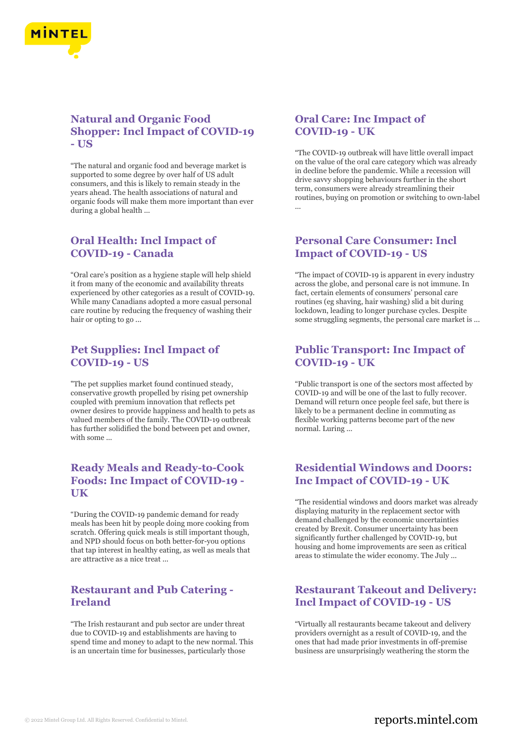## Natural and Organic Food Shopper: Incl Impact of COVID-19 - US

"The natural and organic food and beverage market is supported to some degree by over half of US adult consumers, and this is likely to remain steady in the years ahead. The health associations of natural and organic foods will make them more important than ever during a global health ...

## Oral Care: Inc Impact of COVID-19 - UK

"The COVID-19 outbreak will have little overall impact on the value of the oral care category which was already in decline before the pandemic. While a recession will drive savvy shopping behaviours further in the short term, consumers were already streamlining their routines, buying on promotion or switching to own-label ...

## Oral Health: Incl Impact of COVID-19 - Canada

"Oral care's position as a hygiene staple will help shield it from many of the economic and availability threats experienced by other categories as a result of COVID-19. While many Canadians adopted a more casual personal care routine by reducing the frequency of washing their hair or opting to go ...

## Personal Care Consumer: Incl Impact of COVID-19 - US

"The impact of COVID-19 is apparent in every industry across the globe, and personal care is not immune. In fact, certain elements of consumers' personal care routines (eg shaving, hair washing) slid a bit during lockdown, leading to longer purchase cycles. Despite some struggling segments, the personal care market is ...

## Pet Supplies: Incl Impact of COVID-19 - US

"The pet supplies market found continued steady, conservative growth propelled by rising pet ownership coupled with premium innovation that reflects pet owner desires to provide happiness and health to pets as valued members of the family. The COVID-19 outbreak has further solidified the bond between pet and owner, with some ...

## Public Transport: Inc Impact of COVID-19 - UK

"Public transport is one of the sectors most affected by COVID-19 and will be one of the last to fully recover. Demand will return once people feel safe, but there is likely to be a permanent decline in commuting as flexible working patterns become part of the new normal. Luring ...

## Ready Meals and Ready-to-Cook Foods: Inc Impact of COVID-19 - UK

"During the COVID-19 pandemic demand for ready meals has been hit by people doing more cooking from scratch. Offering quick meals is still important though, and NPD should focus on both better-for-you options that tap interest in healthy eating, as well as meals that are attractive as a nice treat ...

## Residential Windows and Doors: Inc Impact of COVID-19 - UK

"The residential windows and doors market was already displaying maturity in the replacement sector with demand challenged by the economic uncertainties created by Brexit. Consumer uncertainty has been significantly further challenged by COVID-19, but housing and home improvements are seen as critical areas to stimulate the wider economy. The July ...

## Restaurant and Pub Catering - Ireland

"The Irish restaurant and pub sector are under threat due to COVID-19 and establishments are having to spend time and money to adapt to the new normal. This is an uncertain time for businesses, particularly those

## Restaurant Takeout and Delivery: Incl Impact of COVID-19 - US

"Virtually all restaurants became takeout and delivery providers overnight as a result of COVID-19, and the ones that had made prior investments in off-premise business are unsurprisingly weathering the storm the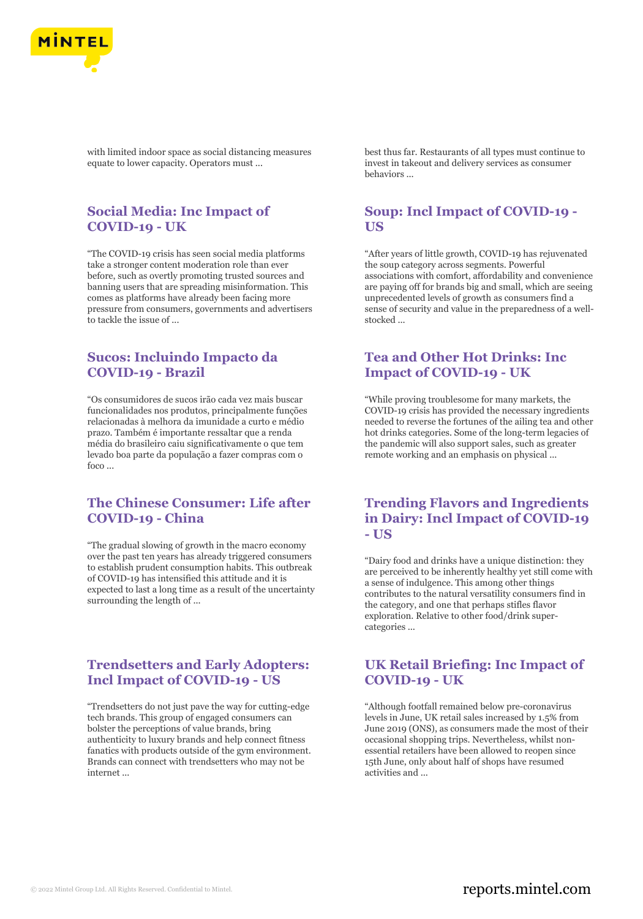with limited indoor space as social distancing measures equate to lower capacity. Operators must ...

best thus far. Restaurants of all types must continue to invest in takeout and delivery services as consumer behaviors ...

## Social Media: Inc Impact of COVID-19 - UK

"The COVID-19 crisis has seen social media platforms take a stronger content moderation role than ever before, such as overtly promoting trusted sources and banning users that are spreading misinformation. This comes as platforms have already been facing more pressure from consumers, governments and advertisers to tackle the issue of ...

## Soup: Incl Impact of COVID-19 - US

"After years of little growth, COVID-19 has rejuvenated the soup category across segments. Powerful associations with comfort, affordability and convenience are paying off for brands big and small, which are seeing unprecedented levels of growth as consumers find a sense of security and value in the preparedness of a well-stocked ...

## Sucos: Incluindo Impacto da COVID-19 - Brazil

"Os consumidores de sucos irão cada vez mais buscar funcionalidades nos produtos, principalmente funções relacionadas à melhora da imunidade a curto e médio prazo. Também é importante ressaltar que a renda média do brasileiro caiu significativamente o que tem levado boa parte da população a fazer compras com o foco ...

## Tea and Other Hot Drinks: Inc Impact of COVID-19 - UK

"While proving troublesome for many markets, the COVID-19 crisis has provided the necessary ingredients needed to reverse the fortunes of the ailing tea and other hot drinks categories. Some of the long-term legacies of the pandemic will also support sales, such as greater remote working and an emphasis on physical ...

## The Chinese Consumer: Life after COVID-19 - China

"The gradual slowing of growth in the macro economy over the past ten years has already triggered consumers to establish prudent consumption habits. This outbreak of COVID-19 has intensified this attitude and it is expected to last a long time as a result of the uncertainty surrounding the length of ...

## Trending Flavors and Ingredients in Dairy: Incl Impact of COVID-19 - US

"Dairy food and drinks have a unique distinction: they are perceived to be inherently healthy yet still come with a sense of indulgence. This among other things contributes to the natural versatility consumers find in the category, and one that perhaps stifles flavor exploration. Relative to other food/drink super-categories ...

## Trendsetters and Early Adopters: Incl Impact of COVID-19 - US

"Trendsetters do not just pave the way for cutting-edge tech brands. This group of engaged consumers can bolster the perceptions of value brands, bring authenticity to luxury brands and help connect fitness fanatics with products outside of the gym environment. Brands can connect with trendsetters who may not be internet ...

## UK Retail Briefing: Inc Impact of COVID-19 - UK

"Although footfall remained below pre-coronavirus levels in June, UK retail sales increased by 1.5% from June 2019 (ONS), as consumers made the most of their occasional shopping trips. Nevertheless, whilst non-essential retailers have been allowed to reopen since 15th June, only about half of shops have resumed activities and ...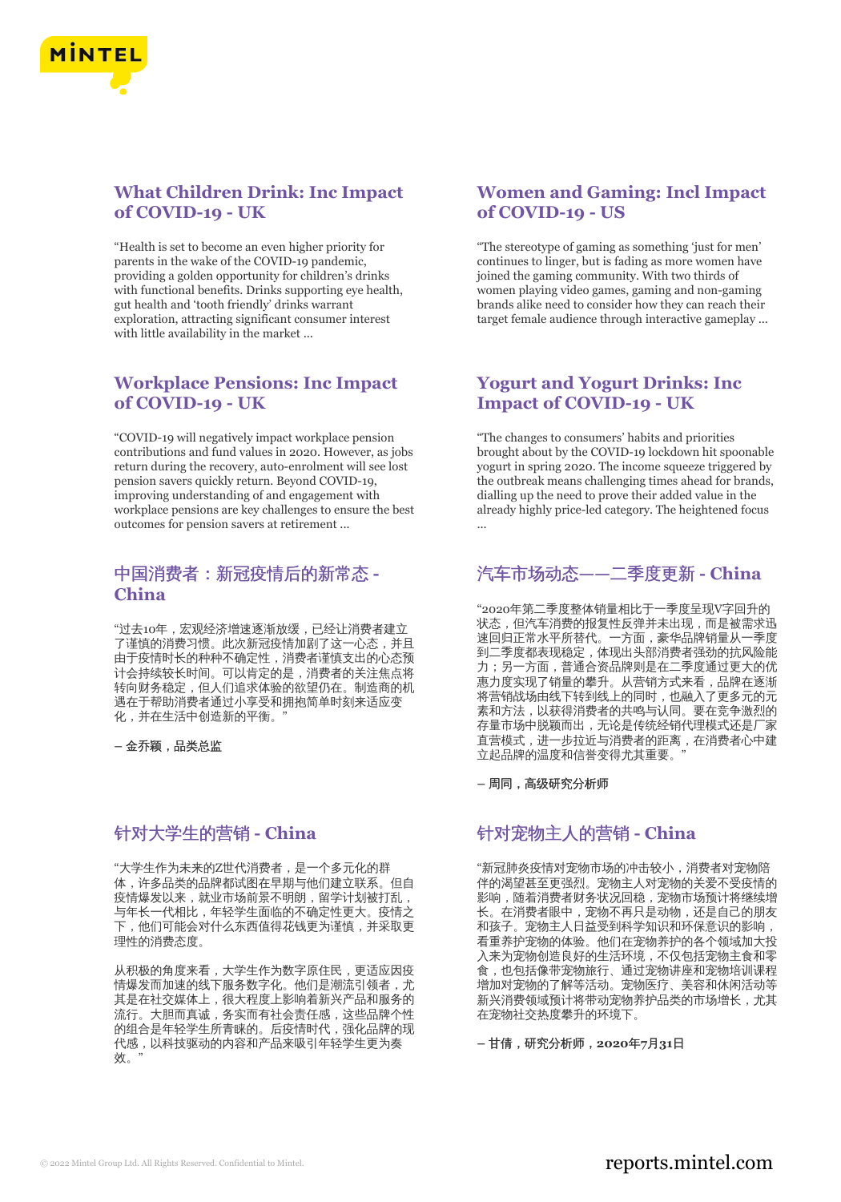## What Children Drink: Inc Impact of COVID-19 - UK

"Health is set to become an even higher priority for parents in the wake of the COVID-19 pandemic, providing a golden opportunity for children's drinks with functional benefits. Drinks supporting eye health, gut health and 'tooth friendly' drinks warrant exploration, attracting significant consumer interest with little availability in the market ...

## Workplace Pensions: Inc Impact of COVID-19 - UK

"COVID-19 will negatively impact workplace pension contributions and fund values in 2020. However, as jobs return during the recovery, auto-enrolment will see lost pension savers quickly return. Beyond COVID-19, improving understanding of and engagement with workplace pensions are key challenges to ensure the best outcomes for pension savers at retirement ...

## 中国消费者：新冠疫情后的新常态 - China

"过去10年，宏观经济增速逐渐放缓，已经让消费者建立了谨慎的消费习惯。此次新冠疫情加剧了这一心态，并且由于疫情时长的种种不确定性，消费者谨慎支出的心态预计会持续较长时间。可以肯定的是，消费者的关注焦点将转向财务稳定，但人们追求体验的欲望仍在。制造商的机遇在于帮助消费者通过小享受和拥抱简单时刻来适应变化，并在生活中创造新的平衡。"

**– 金乔颖，品类总监**

## 针对大学生的营销 - China

"大学生作为未来的Z世代消费者，是一个多元化的群体，许多品类的品牌都试图在早期与他们建立联系。但自疫情爆发以来，就业市场前景不明朗，留学计划被打乱，与年长一代相比，年轻学生面临的不确定性更大。疫情之下，他们可能会对什么东西值得花钱更为谨慎，并采取更理性的消费态度。

从积极的角度来看，大学生作为数字原住民，更适应因疫情爆发而加速的线下服务数字化。他们是潮流引领者，尤其是在社交媒体上，很大程度上影响着新兴产品和服务的流行。大胆而真诚，务实而有社会责任感，这些品牌个性的组合是年轻学生所青睐的。后疫情时代，强化品牌的现代感，以科技驱动的内容和产品来吸引年轻学生更为奏效。"

## Women and Gaming: Incl Impact of COVID-19 - US

"The stereotype of gaming as something 'just for men' continues to linger, but is fading as more women have joined the gaming community. With two thirds of women playing video games, gaming and non-gaming brands alike need to consider how they can reach their target female audience through interactive gameplay ...

## Yogurt and Yogurt Drinks: Inc Impact of COVID-19 - UK

"The changes to consumers' habits and priorities brought about by the COVID-19 lockdown hit spoonable yogurt in spring 2020. The income squeeze triggered by the outbreak means challenging times ahead for brands, dialling up the need to prove their added value in the already highly price-led category. The heightened focus ...

## 汽车市场动态——二季度更新 - China

"2020年第二季度整体销量相比于一季度呈现V字回升的状态，但汽车消费的报复性反弹并未出现，而是被需求迅速回归正常水平所替代。一方面，豪华品牌销量从一季度到二季度都表现稳定，体现出头部消费者强劲的抗风险能力；另一方面，普通合资品牌则是在二季度通过更大的优惠力度实现了销量的攀升。从营销方式来看，品牌在逐渐将营销战场由线下转到线上的同时，也融入了更多元的元素和方法，以获得消费者的共鸣与认同。要在竞争激烈的存量市场中脱颖而出，无论是传统经销代理模式还是厂家直营模式，进一步拉近与消费者的距离，在消费者心中建立起品牌的温度和信誉变得尤其重要。"

**– 周同，高级研究分析师**

## 针对宠物主人的营销 - China

"新冠肺炎疫情对宠物市场的冲击较小，消费者对宠物陪伴的渴望甚至更强烈。宠物主人对宠物的关爱不受疫情的影响，随着消费者财务状况回稳，宠物市场预计将继续增长。在消费者眼中，宠物不再只是动物，还是自己的朋友和孩子。宠物主人日益受到科学知识和环保意识的影响，看重养护宠物的体验。他们在宠物养护的各个领域加大投入来为宠物创造良好的生活环境，不仅包括宠物主食和零食，也包括像带宠物旅行、通过宠物讲座和宠物培训课程增加对宠物的了解等活动。宠物医疗、美容和休闲活动等新兴消费领域预计将带动宠物养护品类的市场增长，尤其在宠物社交热度攀升的环境下。

**– 甘倩，研究分析师，2020年7月31日**